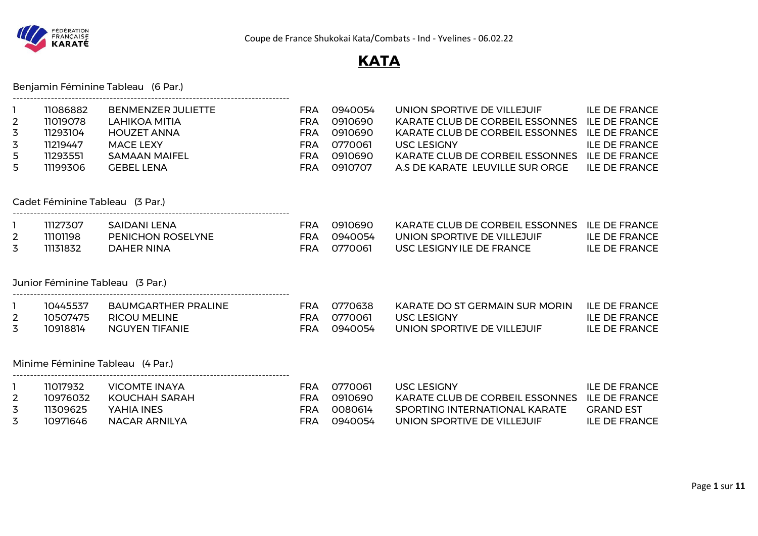Coupe de France Shukokai Kata/Combats - Ind - Yvelines - 06.02.22

# KATA

## Benjamin Féminine Tableau (6 Par.)

| | | | | | | |
|---|---|---|---|---|---|---|
| 1 | 11086882 | BENMENZER JULIETTE | FRA | 0940054 | UNION SPORTIVE DE VILLEJUIF | ILE DE FRANCE |
| 2 | 11019078 | LAHIKOA MITIA | FRA | 0910690 | KARATE CLUB DE CORBEIL ESSONNES | ILE DE FRANCE |
| 3 | 11293104 | HOUZET ANNA | FRA | 0910690 | KARATE CLUB DE CORBEIL ESSONNES | ILE DE FRANCE |
| 3 | 11219447 | MACE LEXY | FRA | 0770061 | USC LESIGNY | ILE DE FRANCE |
| 5 | 11293551 | SAMAAN MAIFEL | FRA | 0910690 | KARATE CLUB DE CORBEIL ESSONNES | ILE DE FRANCE |
| 5 | 11199306 | GEBEL LENA | FRA | 0910707 | A.S DE KARATE LEUVILLE SUR ORGE | ILE DE FRANCE |

## Cadet Féminine Tableau (3 Par.)

| | | | | | | |
|---|---|---|---|---|---|---|
| 1 | 11127307 | SAIDANI LENA | FRA | 0910690 | KARATE CLUB DE CORBEIL ESSONNES | ILE DE FRANCE |
| 2 | 11101198 | PENICHON ROSELYNE | FRA | 0940054 | UNION SPORTIVE DE VILLEJUIF | ILE DE FRANCE |
| 3 | 11131832 | DAHER NINA | FRA | 0770061 | USC LESIGNY ILE DE FRANCE | ILE DE FRANCE |

## Junior Féminine Tableau (3 Par.)

| | | | | | | |
|---|---|---|---|---|---|---|
| 1 | 10445537 | BAUMGARTHER PRALINE | FRA | 0770638 | KARATE DO ST GERMAIN SUR MORIN | ILE DE FRANCE |
| 2 | 10507475 | RICOU MELINE | FRA | 0770061 | USC LESIGNY | ILE DE FRANCE |
| 3 | 10918814 | NGUYEN TIFANIE | FRA | 0940054 | UNION SPORTIVE DE VILLEJUIF | ILE DE FRANCE |

## Minime Féminine Tableau (4 Par.)

| | | | | | | |
|---|---|---|---|---|---|---|
| 1 | 11017932 | VICOMTE INAYA | FRA | 0770061 | USC LESIGNY | ILE DE FRANCE |
| 2 | 10976032 | KOUCHAH SARAH | FRA | 0910690 | KARATE CLUB DE CORBEIL ESSONNES | ILE DE FRANCE |
| 3 | 11309625 | YAHIA INES | FRA | 0080614 | SPORTING INTERNATIONAL KARATE | GRAND EST |
| 3 | 10971646 | NACAR ARNILYA | FRA | 0940054 | UNION SPORTIVE DE VILLEJUIF | ILE DE FRANCE |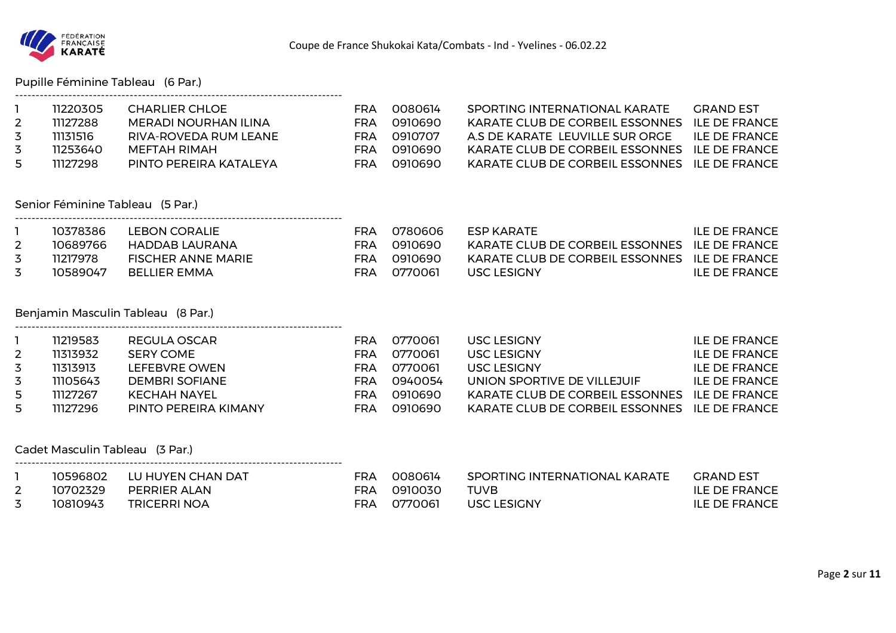## Pupille Féminine Tableau (6 Par.)

| | | | | | | |
|---|---|---|---|---|---|---|
| 1 | 11220305 | CHARLIER CHLOE | FRA | 0080614 | SPORTING INTERNATIONAL KARATE | GRAND EST |
| 2 | 11127288 | MERADI NOURHAN ILINA | FRA | 0910690 | KARATE CLUB DE CORBEIL ESSONNES | ILE DE FRANCE |
| 3 | 11131516 | RIVA-ROVEDA RUM LEANE | FRA | 0910707 | A.S DE KARATE LEUVILLE SUR ORGE | ILE DE FRANCE |
| 3 | 11253640 | MEFTAH RIMAH | FRA | 0910690 | KARATE CLUB DE CORBEIL ESSONNES | ILE DE FRANCE |
| 5 | 11127298 | PINTO PEREIRA KATALEYA | FRA | 0910690 | KARATE CLUB DE CORBEIL ESSONNES | ILE DE FRANCE |

## Senior Féminine Tableau (5 Par.)

| | | | | | | |
|---|---|---|---|---|---|---|
| 1 | 10378386 | LEBON CORALIE | FRA | 0780606 | ESP KARATE | ILE DE FRANCE |
| 2 | 10689766 | HADDAB LAURANA | FRA | 0910690 | KARATE CLUB DE CORBEIL ESSONNES | ILE DE FRANCE |
| 3 | 11217978 | FISCHER ANNE MARIE | FRA | 0910690 | KARATE CLUB DE CORBEIL ESSONNES | ILE DE FRANCE |
| 3 | 10589047 | BELLIER EMMA | FRA | 0770061 | USC LESIGNY | ILE DE FRANCE |

## Benjamin Masculin Tableau (8 Par.)

| | | | | | | |
|---|---|---|---|---|---|---|
| 1 | 11219583 | REGULA OSCAR | FRA | 0770061 | USC LESIGNY | ILE DE FRANCE |
| 2 | 11313932 | SERY COME | FRA | 0770061 | USC LESIGNY | ILE DE FRANCE |
| 3 | 11313913 | LEFEBVRE OWEN | FRA | 0770061 | USC LESIGNY | ILE DE FRANCE |
| 3 | 11105643 | DEMBRI SOFIANE | FRA | 0940054 | UNION SPORTIVE DE VILLEJUIF | ILE DE FRANCE |
| 5 | 11127267 | KECHAH NAYEL | FRA | 0910690 | KARATE CLUB DE CORBEIL ESSONNES | ILE DE FRANCE |
| 5 | 11127296 | PINTO PEREIRA KIMANY | FRA | 0910690 | KARATE CLUB DE CORBEIL ESSONNES | ILE DE FRANCE |

## Cadet Masculin Tableau (3 Par.)

| | | | | | | |
|---|---|---|---|---|---|---|
| 1 | 10596802 | LU HUYEN CHAN DAT | FRA | 0080614 | SPORTING INTERNATIONAL KARATE | GRAND EST |
| 2 | 10702329 | PERRIER ALAN | FRA | 0910030 | TUVB | ILE DE FRANCE |
| 3 | 10810943 | TRICERRI NOA | FRA | 0770061 | USC LESIGNY | ILE DE FRANCE |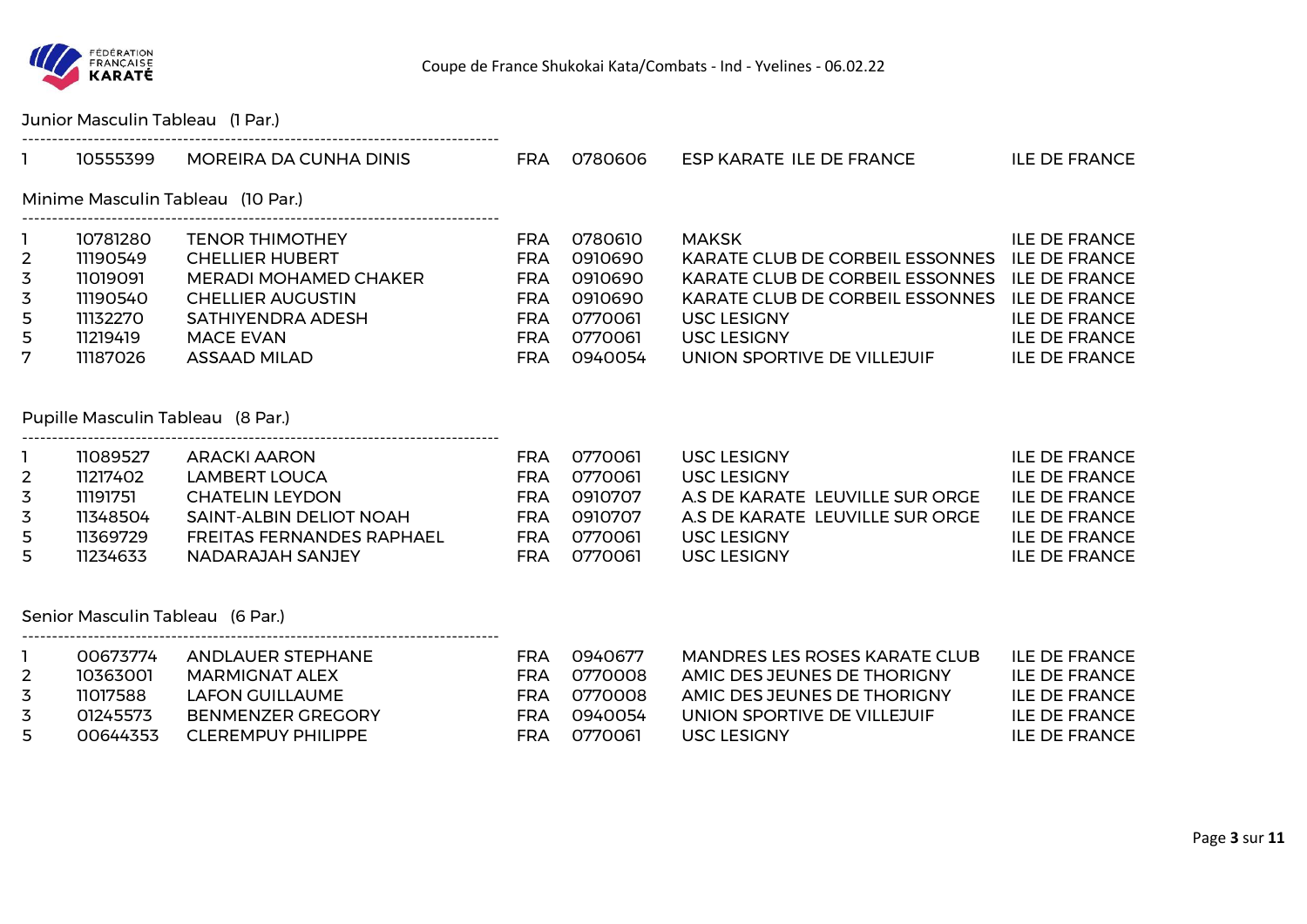Coupe de France Shukokai Kata/Combats - Ind - Yvelines - 06.02.22

Junior Masculin Tableau (1 Par.)

| | | | | | | |
|---|---|---|---|---|---|---|
| 1 | 10555399 | MOREIRA DA CUNHA DINIS | FRA | 0780606 | ESP KARATE ILE DE FRANCE | ILE DE FRANCE |

Minime Masculin Tableau (10 Par.)

| | | | | | | |
|---|---|---|---|---|---|---|
| 1 | 10781280 | TENOR THIMOTHEY | FRA | 0780610 | MAKSK | ILE DE FRANCE |
| 2 | 11190549 | CHELLIER HUBERT | FRA | 0910690 | KARATE CLUB DE CORBEIL ESSONNES | ILE DE FRANCE |
| 3 | 11019091 | MERADI MOHAMED CHAKER | FRA | 0910690 | KARATE CLUB DE CORBEIL ESSONNES | ILE DE FRANCE |
| 3 | 11190540 | CHELLIER AUGUSTIN | FRA | 0910690 | KARATE CLUB DE CORBEIL ESSONNES | ILE DE FRANCE |
| 5 | 11132270 | SATHIYENDRA ADESH | FRA | 0770061 | USC LESIGNY | ILE DE FRANCE |
| 5 | 11219419 | MACE EVAN | FRA | 0770061 | USC LESIGNY | ILE DE FRANCE |
| 7 | 11187026 | ASSAAD MILAD | FRA | 0940054 | UNION SPORTIVE DE VILLEJUIF | ILE DE FRANCE |

Pupille Masculin Tableau (8 Par.)

| | | | | | | |
|---|---|---|---|---|---|---|
| 1 | 11089527 | ARACKI AARON | FRA | 0770061 | USC LESIGNY | ILE DE FRANCE |
| 2 | 11217402 | LAMBERT LOUCA | FRA | 0770061 | USC LESIGNY | ILE DE FRANCE |
| 3 | 11191751 | CHATELIN LEYDON | FRA | 0910707 | A.S DE KARATE LEUVILLE SUR ORGE | ILE DE FRANCE |
| 3 | 11348504 | SAINT-ALBIN DELIOT NOAH | FRA | 0910707 | A.S DE KARATE LEUVILLE SUR ORGE | ILE DE FRANCE |
| 5 | 11369729 | FREITAS FERNANDES RAPHAEL | FRA | 0770061 | USC LESIGNY | ILE DE FRANCE |
| 5 | 11234633 | NADARAJAH SANJEY | FRA | 0770061 | USC LESIGNY | ILE DE FRANCE |

Senior Masculin Tableau (6 Par.)

| | | | | | | |
|---|---|---|---|---|---|---|
| 1 | 00673774 | ANDLAUER STEPHANE | FRA | 0940677 | MANDRES LES ROSES KARATE CLUB | ILE DE FRANCE |
| 2 | 10363001 | MARMIGNAT ALEX | FRA | 0770008 | AMIC DES JEUNES DE THORIGNY | ILE DE FRANCE |
| 3 | 11017588 | LAFON GUILLAUME | FRA | 0770008 | AMIC DES JEUNES DE THORIGNY | ILE DE FRANCE |
| 3 | 01245573 | BENMENZER GREGORY | FRA | 0940054 | UNION SPORTIVE DE VILLEJUIF | ILE DE FRANCE |
| 5 | 00644353 | CLEREMPUY PHILIPPE | FRA | 0770061 | USC LESIGNY | ILE DE FRANCE |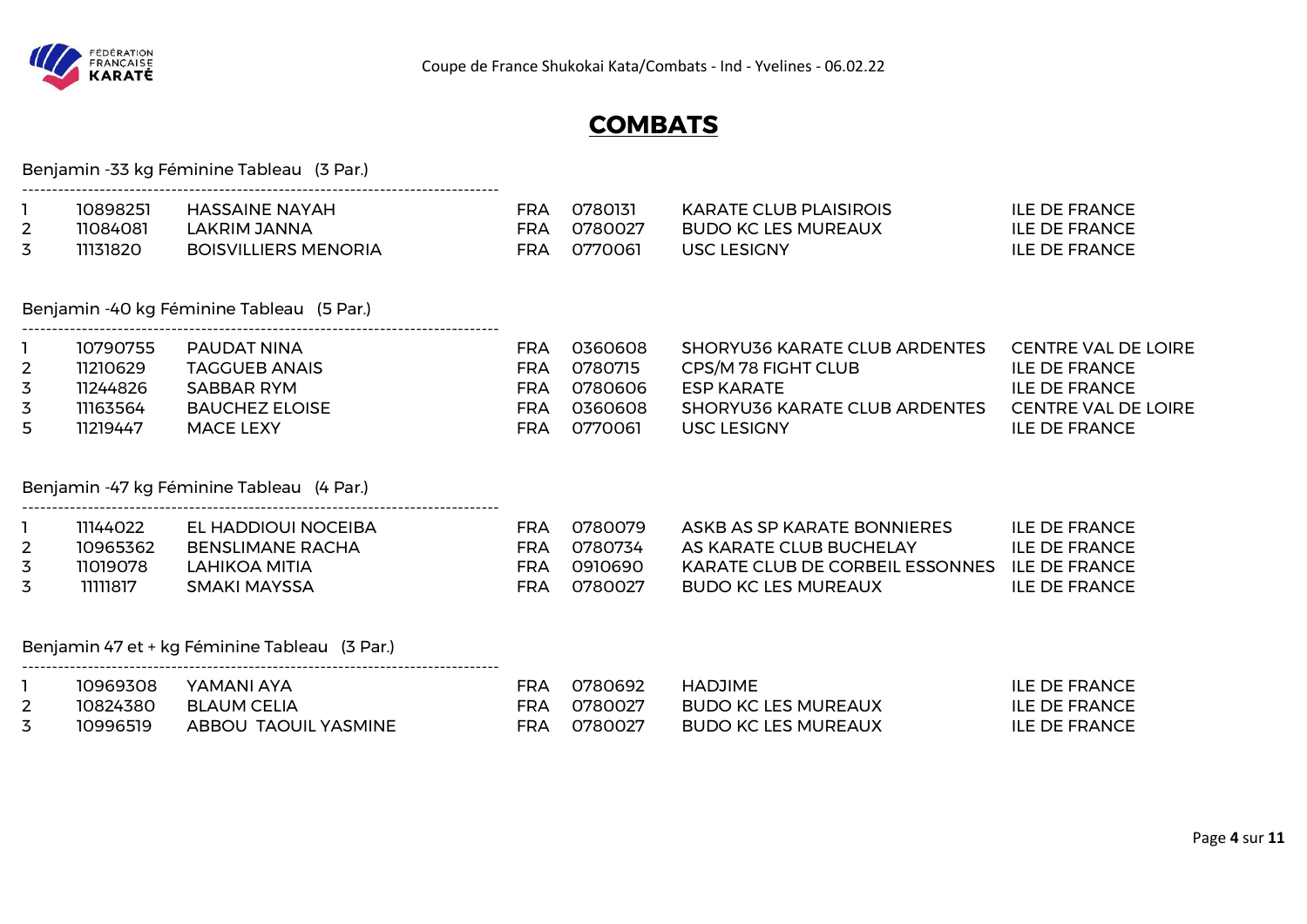# COMBATS

Benjamin -33 kg Féminine Tableau (3 Par.)

| | | | | | | |
|---|---|---|---|---|---|---|
| 1 | 10898251 | HASSAINE NAYAH | FRA | 0780131 | KARATE CLUB PLAISIROIS | ILE DE FRANCE |
| 2 | 11084081 | LAKRIM JANNA | FRA | 0780027 | BUDO KC LES MUREAUX | ILE DE FRANCE |
| 3 | 11131820 | BOISVILLIERS MENORIA | FRA | 0770061 | USC LESIGNY | ILE DE FRANCE |

Benjamin -40 kg Féminine Tableau (5 Par.)

| | | | | | | |
|---|---|---|---|---|---|---|
| 1 | 10790755 | PAUDAT NINA | FRA | 0360608 | SHORYU36 KARATE CLUB ARDENTES | CENTRE VAL DE LOIRE |
| 2 | 11210629 | TAGGUEB ANAIS | FRA | 0780715 | CPS/M 78 FIGHT CLUB | ILE DE FRANCE |
| 3 | 11244826 | SABBAR RYM | FRA | 0780606 | ESP KARATE | ILE DE FRANCE |
| 3 | 11163564 | BAUCHEZ ELOISE | FRA | 0360608 | SHORYU36 KARATE CLUB ARDENTES | CENTRE VAL DE LOIRE |
| 5 | 11219447 | MACE LEXY | FRA | 0770061 | USC LESIGNY | ILE DE FRANCE |

Benjamin -47 kg Féminine Tableau (4 Par.)

| | | | | | | |
|---|---|---|---|---|---|---|
| 1 | 11144022 | EL HADDIOUI NOCEIBA | FRA | 0780079 | ASKB AS SP KARATE BONNIERES | ILE DE FRANCE |
| 2 | 10965362 | BENSLIMANE RACHA | FRA | 0780734 | AS KARATE CLUB BUCHELAY | ILE DE FRANCE |
| 3 | 11019078 | LAHIKOA MITIA | FRA | 0910690 | KARATE CLUB DE CORBEIL ESSONNES | ILE DE FRANCE |
| 3 | 11111817 | SMAKI MAYSSA | FRA | 0780027 | BUDO KC LES MUREAUX | ILE DE FRANCE |

Benjamin 47 et + kg Féminine Tableau (3 Par.)

| | | | | | | |
|---|---|---|---|---|---|---|
| 1 | 10969308 | YAMANI AYA | FRA | 0780692 | HADJIME | ILE DE FRANCE |
| 2 | 10824380 | BLAUM CELIA | FRA | 0780027 | BUDO KC LES MUREAUX | ILE DE FRANCE |
| 3 | 10996519 | ABBOU TAOUIL YASMINE | FRA | 0780027 | BUDO KC LES MUREAUX | ILE DE FRANCE |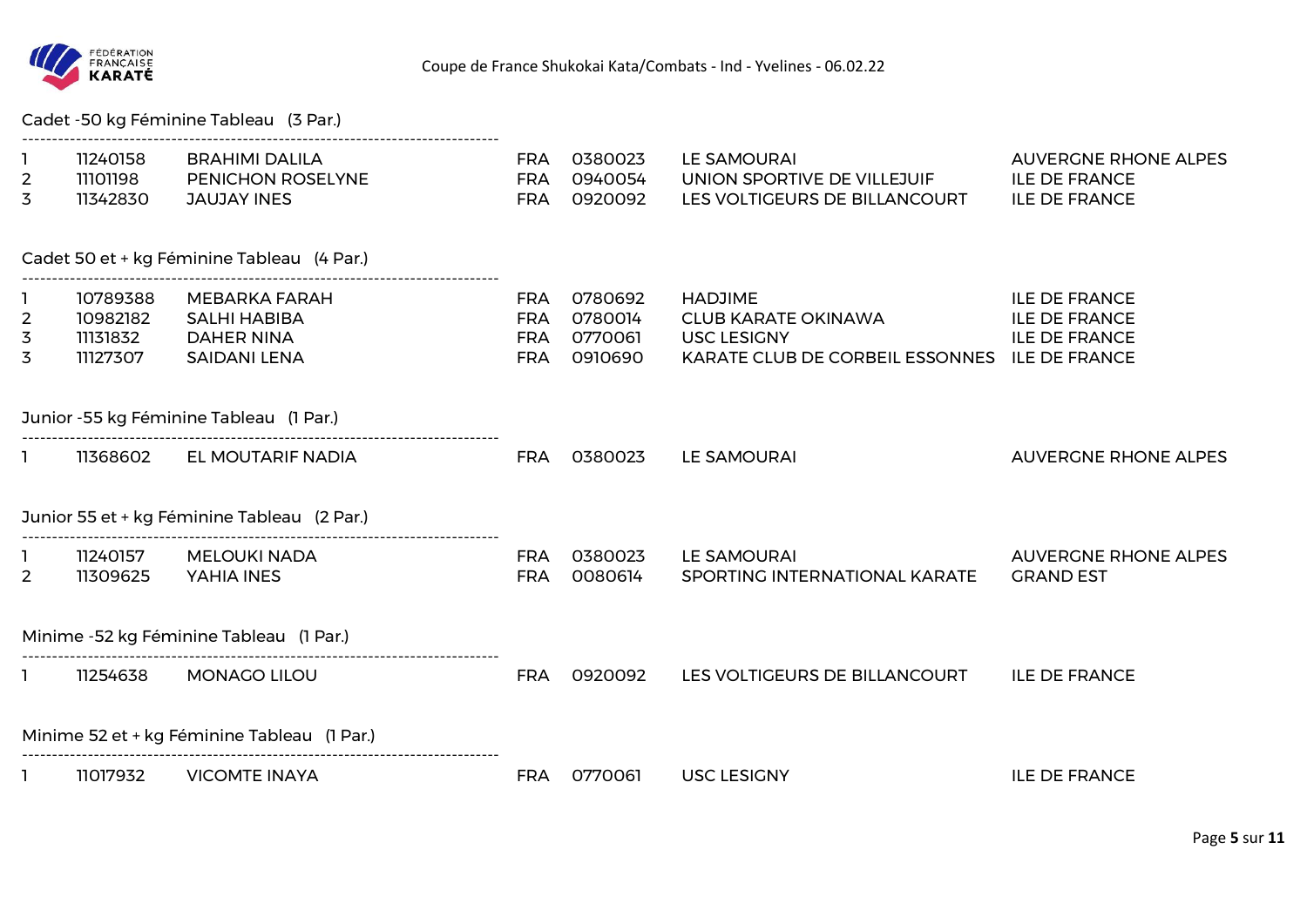Coupe de France Shukokai Kata/Combats - Ind - Yvelines - 06.02.22

## Cadet -50 kg Féminine Tableau (3 Par.)

| | | | | | | |
|---|---|---|---|---|---|---|
| 1 | 11240158 | BRAHIMI DALILA | FRA | 0380023 | LE SAMOURAI | AUVERGNE RHONE ALPES |
| 2 | 11101198 | PENICHON ROSELYNE | FRA | 0940054 | UNION SPORTIVE DE VILLEJUIF | ILE DE FRANCE |
| 3 | 11342830 | JAUJAY INES | FRA | 0920092 | LES VOLTIGEURS DE BILLANCOURT | ILE DE FRANCE |

## Cadet 50 et + kg Féminine Tableau (4 Par.)

| | | | | | | |
|---|---|---|---|---|---|---|
| 1 | 10789388 | MEBARKA FARAH | FRA | 0780692 | HADJIME | ILE DE FRANCE |
| 2 | 10982182 | SALHI HABIBA | FRA | 0780014 | CLUB KARATE OKINAWA | ILE DE FRANCE |
| 3 | 11131832 | DAHER NINA | FRA | 0770061 | USC LESIGNY | ILE DE FRANCE |
| 3 | 11127307 | SAIDANI LENA | FRA | 0910690 | KARATE CLUB DE CORBEIL ESSONNES | ILE DE FRANCE |

## Junior -55 kg Féminine Tableau (1 Par.)

| | | | | | | |
|---|---|---|---|---|---|---|
| 1 | 11368602 | EL MOUTARIF NADIA | FRA | 0380023 | LE SAMOURAI | AUVERGNE RHONE ALPES |

## Junior 55 et + kg Féminine Tableau (2 Par.)

| | | | | | | |
|---|---|---|---|---|---|---|
| 1 | 11240157 | MELOUKI NADA | FRA | 0380023 | LE SAMOURAI | AUVERGNE RHONE ALPES |
| 2 | 11309625 | YAHIA INES | FRA | 0080614 | SPORTING INTERNATIONAL KARATE | GRAND EST |

## Minime -52 kg Féminine Tableau (1 Par.)

| | | | | | | |
|---|---|---|---|---|---|---|
| 1 | 11254638 | MONAGO LILOU | FRA | 0920092 | LES VOLTIGEURS DE BILLANCOURT | ILE DE FRANCE |

## Minime 52 et + kg Féminine Tableau (1 Par.)

| | | | | | | |
|---|---|---|---|---|---|---|
| 1 | 11017932 | VICOMTE INAYA | FRA | 0770061 | USC LESIGNY | ILE DE FRANCE |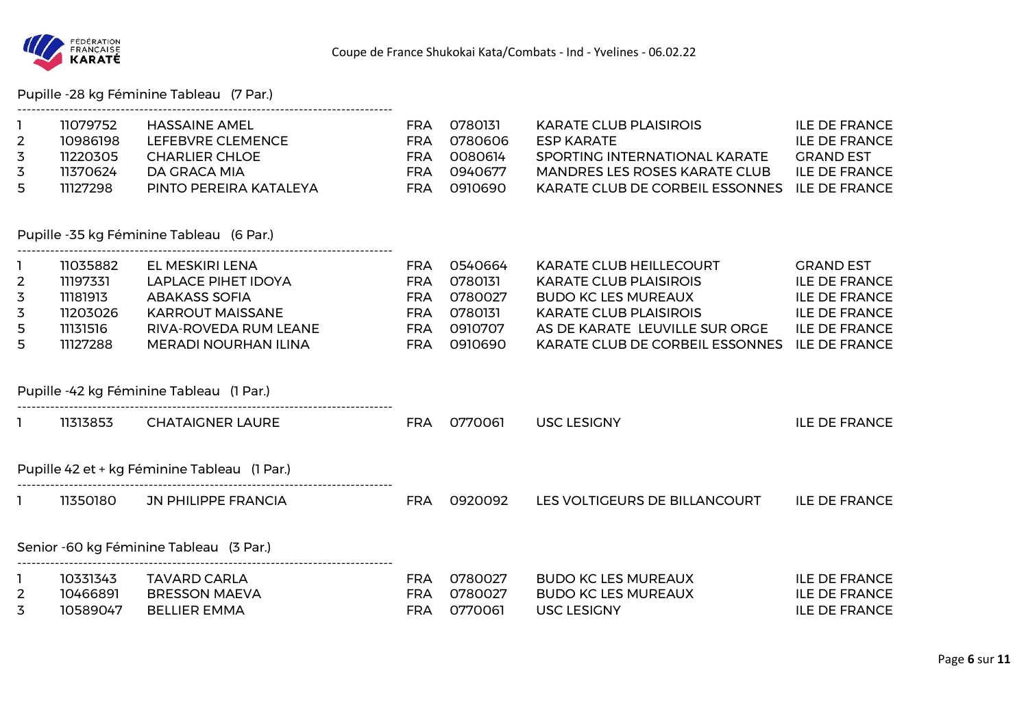Coupe de France Shukokai Kata/Combats - Ind - Yvelines - 06.02.22

## Pupille -28 kg Féminine Tableau (7 Par.)

| | | | | | | |
|---|---|---|---|---|---|---|
| 1 | 11079752 | HASSAINE AMEL | FRA | 0780131 | KARATE CLUB PLAISIROIS | ILE DE FRANCE |
| 2 | 10986198 | LEFEBVRE CLEMENCE | FRA | 0780606 | ESP KARATE | ILE DE FRANCE |
| 3 | 11220305 | CHARLIER CHLOE | FRA | 0080614 | SPORTING INTERNATIONAL KARATE | GRAND EST |
| 3 | 11370624 | DA GRACA MIA | FRA | 0940677 | MANDRES LES ROSES KARATE CLUB | ILE DE FRANCE |
| 5 | 11127298 | PINTO PEREIRA KATALEYA | FRA | 0910690 | KARATE CLUB DE CORBEIL ESSONNES | ILE DE FRANCE |

## Pupille -35 kg Féminine Tableau (6 Par.)

| | | | | | | |
|---|---|---|---|---|---|---|
| 1 | 11035882 | EL MESKIRI LENA | FRA | 0540664 | KARATE CLUB HEILLECOURT | GRAND EST |
| 2 | 11197331 | LAPLACE PIHET IDOYA | FRA | 0780131 | KARATE CLUB PLAISIROIS | ILE DE FRANCE |
| 3 | 11181913 | ABAKASS SOFIA | FRA | 0780027 | BUDO KC LES MUREAUX | ILE DE FRANCE |
| 3 | 11203026 | KARROUT MAISSANE | FRA | 0780131 | KARATE CLUB PLAISIROIS | ILE DE FRANCE |
| 5 | 11131516 | RIVA-ROVEDA RUM LEANE | FRA | 0910707 | AS DE KARATE LEUVILLE SUR ORGE | ILE DE FRANCE |
| 5 | 11127288 | MERADI NOURHAN ILINA | FRA | 0910690 | KARATE CLUB DE CORBEIL ESSONNES | ILE DE FRANCE |

## Pupille -42 kg Féminine Tableau (1 Par.)

| | | | | | | |
|---|---|---|---|---|---|---|
| 1 | 11313853 | CHATAIGNER LAURE | FRA | 0770061 | USC LESIGNY | ILE DE FRANCE |

## Pupille 42 et + kg Féminine Tableau (1 Par.)

| | | | | | | |
|---|---|---|---|---|---|---|
| 1 | 11350180 | JN PHILIPPE FRANCIA | FRA | 0920092 | LES VOLTIGEURS DE BILLANCOURT | ILE DE FRANCE |

## Senior -60 kg Féminine Tableau (3 Par.)

| | | | | | | |
|---|---|---|---|---|---|---|
| 1 | 10331343 | TAVARD CARLA | FRA | 0780027 | BUDO KC LES MUREAUX | ILE DE FRANCE |
| 2 | 10466891 | BRESSON MAEVA | FRA | 0780027 | BUDO KC LES MUREAUX | ILE DE FRANCE |
| 3 | 10589047 | BELLIER EMMA | FRA | 0770061 | USC LESIGNY | ILE DE FRANCE |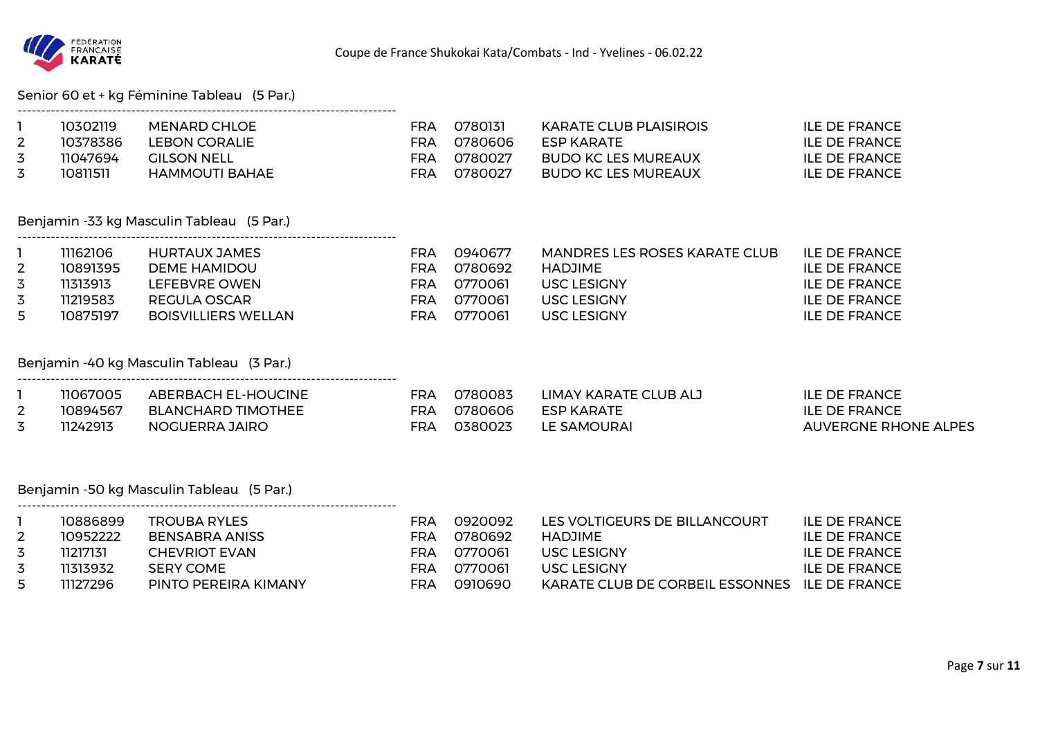## Senior 60 et + kg Féminine Tableau (5 Par.)

| | | | | | | |
|---|---|---|---|---|---|---|
| 1 | 10302119 | MENARD CHLOE | FRA | 0780131 | KARATE CLUB PLAISIROIS | ILE DE FRANCE |
| 2 | 10378386 | LEBON CORALIE | FRA | 0780606 | ESP KARATE | ILE DE FRANCE |
| 3 | 11047694 | GILSON NELL | FRA | 0780027 | BUDO KC LES MUREAUX | ILE DE FRANCE |
| 3 | 10811511 | HAMMOUTI BAHAE | FRA | 0780027 | BUDO KC LES MUREAUX | ILE DE FRANCE |

## Benjamin -33 kg Masculin Tableau (5 Par.)

| | | | | | | |
|---|---|---|---|---|---|---|
| 1 | 11162106 | HURTAUX JAMES | FRA | 0940677 | MANDRES LES ROSES KARATE CLUB | ILE DE FRANCE |
| 2 | 10891395 | DEME HAMIDOU | FRA | 0780692 | HADJIME | ILE DE FRANCE |
| 3 | 11313913 | LEFEBVRE OWEN | FRA | 0770061 | USC LESIGNY | ILE DE FRANCE |
| 3 | 11219583 | REGULA OSCAR | FRA | 0770061 | USC LESIGNY | ILE DE FRANCE |
| 5 | 10875197 | BOISVILLIERS WELLAN | FRA | 0770061 | USC LESIGNY | ILE DE FRANCE |

## Benjamin -40 kg Masculin Tableau (3 Par.)

| | | | | | | |
|---|---|---|---|---|---|---|
| 1 | 11067005 | ABERBACH EL-HOUCINE | FRA | 0780083 | LIMAY KARATE CLUB ALJ | ILE DE FRANCE |
| 2 | 10894567 | BLANCHARD TIMOTHEE | FRA | 0780606 | ESP KARATE | ILE DE FRANCE |
| 3 | 11242913 | NOGUERRA JAIRO | FRA | 0380023 | LE SAMOURAI | AUVERGNE RHONE ALPES |

## Benjamin -50 kg Masculin Tableau (5 Par.)

| | | | | | | |
|---|---|---|---|---|---|---|
| 1 | 10886899 | TROUBA RYLES | FRA | 0920092 | LES VOLTIGEURS DE BILLANCOURT | ILE DE FRANCE |
| 2 | 10952222 | BENSABRA ANISS | FRA | 0780692 | HADJIME | ILE DE FRANCE |
| 3 | 11217131 | CHEVRIOT EVAN | FRA | 0770061 | USC LESIGNY | ILE DE FRANCE |
| 3 | 11313932 | SERY COME | FRA | 0770061 | USC LESIGNY | ILE DE FRANCE |
| 5 | 11127296 | PINTO PEREIRA KIMANY | FRA | 0910690 | KARATE CLUB DE CORBEIL ESSONNES | ILE DE FRANCE |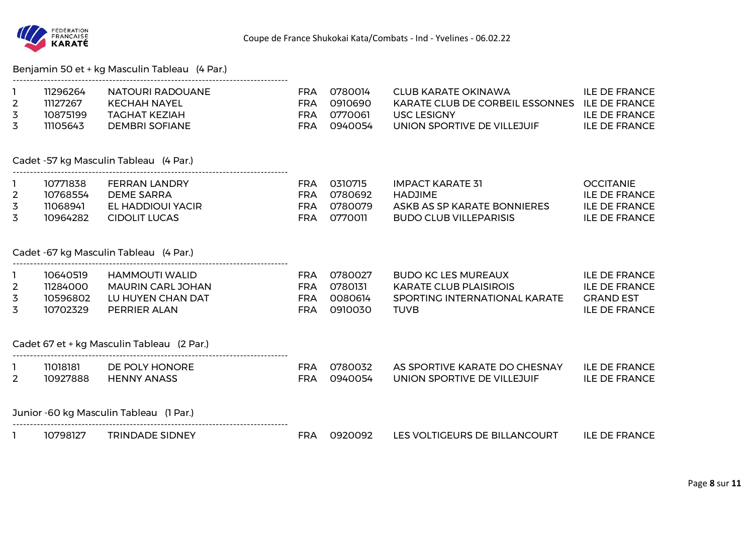Coupe de France Shukokai Kata/Combats - Ind - Yvelines - 06.02.22

Benjamin 50 et + kg Masculin Tableau (4 Par.)

| | | | | | | |
|---|---|---|---|---|---|---|
| 1 | 11296264 | NATOURI RADOUANE | FRA | 0780014 | CLUB KARATE OKINAWA | ILE DE FRANCE |
| 2 | 11127267 | KECHAH NAYEL | FRA | 0910690 | KARATE CLUB DE CORBEIL ESSONNES | ILE DE FRANCE |
| 3 | 10875199 | TAGHAT KEZIAH | FRA | 0770061 | USC LESIGNY | ILE DE FRANCE |
| 3 | 11105643 | DEMBRI SOFIANE | FRA | 0940054 | UNION SPORTIVE DE VILLEJUIF | ILE DE FRANCE |

Cadet -57 kg Masculin Tableau (4 Par.)

| | | | | | | |
|---|---|---|---|---|---|---|
| 1 | 10771838 | FERRAN LANDRY | FRA | 0310715 | IMPACT KARATE 31 | OCCITANIE |
| 2 | 10768554 | DEME SARRA | FRA | 0780692 | HADJIME | ILE DE FRANCE |
| 3 | 11068941 | EL HADDIOUI YACIR | FRA | 0780079 | ASKB AS SP KARATE BONNIERES | ILE DE FRANCE |
| 3 | 10964282 | CIDOLIT LUCAS | FRA | 0770011 | BUDO CLUB VILLEPARISIS | ILE DE FRANCE |

Cadet -67 kg Masculin Tableau (4 Par.)

| | | | | | | |
|---|---|---|---|---|---|---|
| 1 | 10640519 | HAMMOUTI WALID | FRA | 0780027 | BUDO KC LES MUREAUX | ILE DE FRANCE |
| 2 | 11284000 | MAURIN CARL JOHAN | FRA | 0780131 | KARATE CLUB PLAISIROIS | ILE DE FRANCE |
| 3 | 10596802 | LU HUYEN CHAN DAT | FRA | 0080614 | SPORTING INTERNATIONAL KARATE | GRAND EST |
| 3 | 10702329 | PERRIER ALAN | FRA | 0910030 | TUVB | ILE DE FRANCE |

Cadet 67 et + kg Masculin Tableau (2 Par.)

| | | | | | | |
|---|---|---|---|---|---|---|
| 1 | 11018181 | DE POLY HONORE | FRA | 0780032 | AS SPORTIVE KARATE DO CHESNAY | ILE DE FRANCE |
| 2 | 10927888 | HENNY ANASS | FRA | 0940054 | UNION SPORTIVE DE VILLEJUIF | ILE DE FRANCE |

Junior -60 kg Masculin Tableau (1 Par.)

| | | | | | | |
|---|---|---|---|---|---|---|
| 1 | 10798127 | TRINDADE SIDNEY | FRA | 0920092 | LES VOLTIGEURS DE BILLANCOURT | ILE DE FRANCE |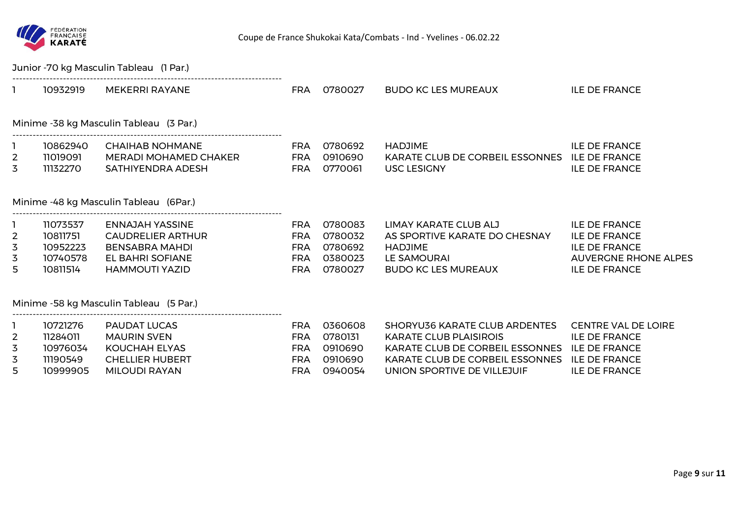Junior -70 kg Masculin Tableau (1 Par.)

| | | | | | | |
|---|---|---|---|---|---|---|
| 1 | 10932919 | MEKERRI RAYANE | FRA | 0780027 | BUDO KC LES MUREAUX | ILE DE FRANCE |

Minime -38 kg Masculin Tableau (3 Par.)

| | | | | | | |
|---|---|---|---|---|---|---|
| 1 | 10862940 | CHAIHAB NOHMANE | FRA | 0780692 | HADJIME | ILE DE FRANCE |
| 2 | 11019091 | MERADI MOHAMED CHAKER | FRA | 0910690 | KARATE CLUB DE CORBEIL ESSONNES | ILE DE FRANCE |
| 3 | 11132270 | SATHIYENDRA ADESH | FRA | 0770061 | USC LESIGNY | ILE DE FRANCE |

Minime -48 kg Masculin Tableau (6Par.)

| | | | | | | |
|---|---|---|---|---|---|---|
| 1 | 11073537 | ENNAJAH YASSINE | FRA | 0780083 | LIMAY KARATE CLUB ALJ | ILE DE FRANCE |
| 2 | 10811751 | CAUDRELIER ARTHUR | FRA | 0780032 | AS SPORTIVE KARATE DO CHESNAY | ILE DE FRANCE |
| 3 | 10952223 | BENSABRA MAHDI | FRA | 0780692 | HADJIME | ILE DE FRANCE |
| 3 | 10740578 | EL BAHRI SOFIANE | FRA | 0380023 | LE SAMOURAI | AUVERGNE RHONE ALPES |
| 5 | 10811514 | HAMMOUTI YAZID | FRA | 0780027 | BUDO KC LES MUREAUX | ILE DE FRANCE |

Minime -58 kg Masculin Tableau (5 Par.)

| | | | | | | |
|---|---|---|---|---|---|---|
| 1 | 10721276 | PAUDAT LUCAS | FRA | 0360608 | SHORYU36 KARATE CLUB ARDENTES | CENTRE VAL DE LOIRE |
| 2 | 11284011 | MAURIN SVEN | FRA | 0780131 | KARATE CLUB PLAISIROIS | ILE DE FRANCE |
| 3 | 10976034 | KOUCHAH ELYAS | FRA | 0910690 | KARATE CLUB DE CORBEIL ESSONNES | ILE DE FRANCE |
| 3 | 11190549 | CHELLIER HUBERT | FRA | 0910690 | KARATE CLUB DE CORBEIL ESSONNES | ILE DE FRANCE |
| 5 | 10999905 | MILOUDI RAYAN | FRA | 0940054 | UNION SPORTIVE DE VILLEJUIF | ILE DE FRANCE |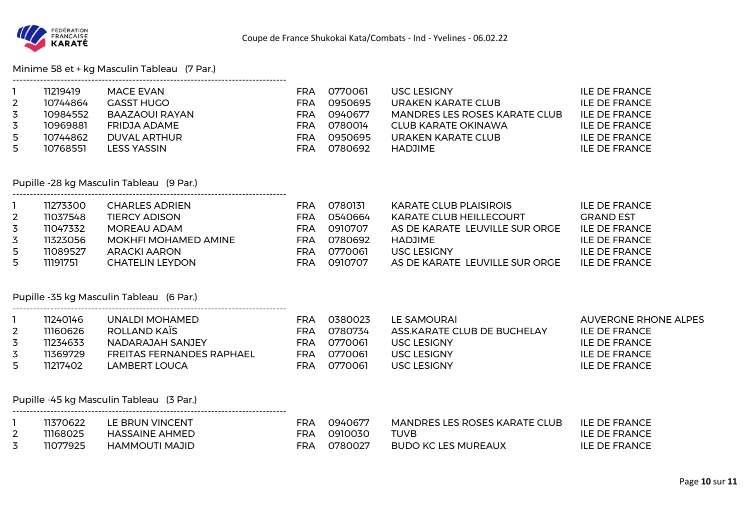## Minime 58 et + kg Masculin Tableau (7 Par.)

| | | | | | | |
|---|---|---|---|---|---|---|
| 1 | 11219419 | MACE EVAN | FRA | 0770061 | USC LESIGNY | ILE DE FRANCE |
| 2 | 10744864 | GASST HUGO | FRA | 0950695 | URAKEN KARATE CLUB | ILE DE FRANCE |
| 3 | 10984552 | BAAZAOUI RAYAN | FRA | 0940677 | MANDRES LES ROSES KARATE CLUB | ILE DE FRANCE |
| 3 | 10969881 | FRIDJA ADAME | FRA | 0780014 | CLUB KARATE OKINAWA | ILE DE FRANCE |
| 5 | 10744862 | DUVAL ARTHUR | FRA | 0950695 | URAKEN KARATE CLUB | ILE DE FRANCE |
| 5 | 10768551 | LESS YASSIN | FRA | 0780692 | HADJIME | ILE DE FRANCE |

## Pupille -28 kg Masculin Tableau (9 Par.)

| | | | | | | |
|---|---|---|---|---|---|---|
| 1 | 11273300 | CHARLES ADRIEN | FRA | 0780131 | KARATE CLUB PLAISIROIS | ILE DE FRANCE |
| 2 | 11037548 | TIERCY ADISON | FRA | 0540664 | KARATE CLUB HEILLECOURT | GRAND EST |
| 3 | 11047332 | MOREAU ADAM | FRA | 0910707 | AS DE KARATE LEUVILLE SUR ORGE | ILE DE FRANCE |
| 3 | 11323056 | MOKHFI MOHAMED AMINE | FRA | 0780692 | HADJIME | ILE DE FRANCE |
| 5 | 11089527 | ARACKI AARON | FRA | 0770061 | USC LESIGNY | ILE DE FRANCE |
| 5 | 11191751 | CHATELIN LEYDON | FRA | 0910707 | AS DE KARATE LEUVILLE SUR ORGE | ILE DE FRANCE |

## Pupille -35 kg Masculin Tableau (6 Par.)

| | | | | | | |
|---|---|---|---|---|---|---|
| 1 | 11240146 | UNALDI MOHAMED | FRA | 0380023 | LE SAMOURAI | AUVERGNE RHONE ALPES |
| 2 | 11160626 | ROLLAND KAÏS | FRA | 0780734 | ASS.KARATE CLUB DE BUCHELAY | ILE DE FRANCE |
| 3 | 11234633 | NADARAJAH SANJEY | FRA | 0770061 | USC LESIGNY | ILE DE FRANCE |
| 3 | 11369729 | FREITAS FERNANDES RAPHAEL | FRA | 0770061 | USC LESIGNY | ILE DE FRANCE |
| 5 | 11217402 | LAMBERT LOUCA | FRA | 0770061 | USC LESIGNY | ILE DE FRANCE |

## Pupille -45 kg Masculin Tableau (3 Par.)

| | | | | | | |
|---|---|---|---|---|---|---|
| 1 | 11370622 | LE BRUN VINCENT | FRA | 0940677 | MANDRES LES ROSES KARATE CLUB | ILE DE FRANCE |
| 2 | 11168025 | HASSAINE AHMED | FRA | 0910030 | TUVB | ILE DE FRANCE |
| 3 | 11077925 | HAMMOUTI MAJID | FRA | 0780027 | BUDO KC LES MUREAUX | ILE DE FRANCE |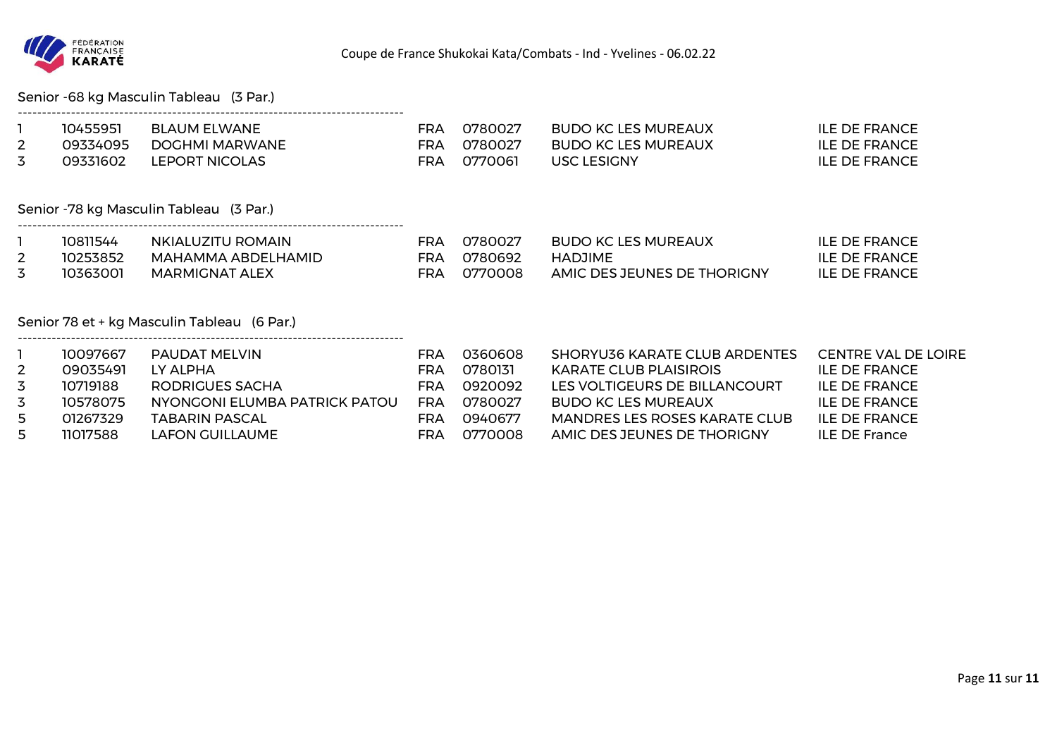Coupe de France Shukokai Kata/Combats - Ind - Yvelines - 06.02.22

## Senior -68 kg Masculin Tableau (3 Par.)

| | | | | | | |
|---|---|---|---|---|---|---|
| 1 | 10455951 | BLAUM ELWANE | FRA | 0780027 | BUDO KC LES MUREAUX | ILE DE FRANCE |
| 2 | 09334095 | DOGHMI MARWANE | FRA | 0780027 | BUDO KC LES MUREAUX | ILE DE FRANCE |
| 3 | 09331602 | LEPORT NICOLAS | FRA | 0770061 | USC LESIGNY | ILE DE FRANCE |

## Senior -78 kg Masculin Tableau (3 Par.)

| | | | | | | |
|---|---|---|---|---|---|---|
| 1 | 10811544 | NKIALUZITU ROMAIN | FRA | 0780027 | BUDO KC LES MUREAUX | ILE DE FRANCE |
| 2 | 10253852 | MAHAMMA ABDELHAMID | FRA | 0780692 | HADJIME | ILE DE FRANCE |
| 3 | 10363001 | MARMIGNAT ALEX | FRA | 0770008 | AMIC DES JEUNES DE THORIGNY | ILE DE FRANCE |

## Senior 78 et + kg Masculin Tableau (6 Par.)

| | | | | | | |
|---|---|---|---|---|---|---|
| 1 | 10097667 | PAUDAT MELVIN | FRA | 0360608 | SHORYU36 KARATE CLUB ARDENTES | CENTRE VAL DE LOIRE |
| 2 | 09035491 | LY ALPHA | FRA | 0780131 | KARATE CLUB PLAISIROIS | ILE DE FRANCE |
| 3 | 10719188 | RODRIGUES SACHA | FRA | 0920092 | LES VOLTIGEURS DE BILLANCOURT | ILE DE FRANCE |
| 3 | 10578075 | NYONGONI ELUMBA PATRICK PATOU | FRA | 0780027 | BUDO KC LES MUREAUX | ILE DE FRANCE |
| 5 | 01267329 | TABARIN PASCAL | FRA | 0940677 | MANDRES LES ROSES KARATE CLUB | ILE DE FRANCE |
| 5 | 11017588 | LAFON GUILLAUME | FRA | 0770008 | AMIC DES JEUNES DE THORIGNY | ILE DE France |